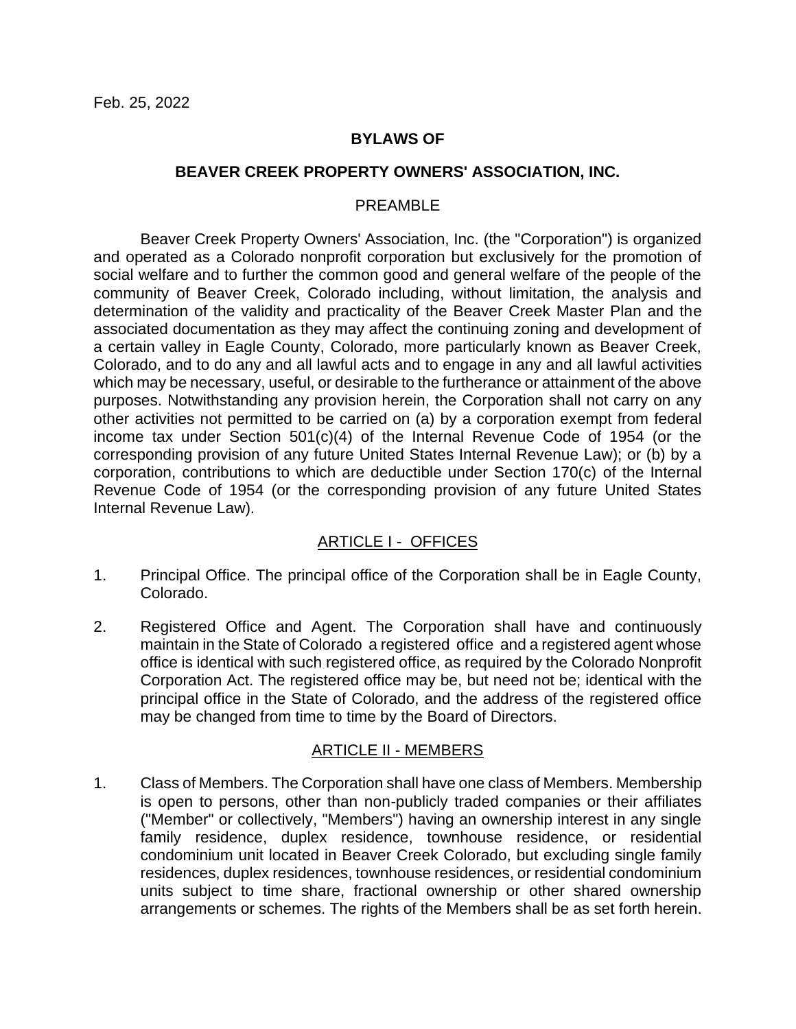Feb. 25, 2022

# BYLAWS OF

# BEAVER CREEK PROPERTY OWNERS' ASSOCIATION, INC.

## PREAMBLE

Beaver Creek Property Owners' Association, Inc. (the "Corporation") is organized and operated as a Colorado nonprofit corporation but exclusively for the promotion of social welfare and to further the common good and general welfare of the people of the community of Beaver Creek, Colorado including, without limitation, the analysis and determination of the validity and practicality of the Beaver Creek Master Plan and the associated documentation as they may affect the continuing zoning and development of a certain valley in Eagle County, Colorado, more particularly known as Beaver Creek, Colorado, and to do any and all lawful acts and to engage in any and all lawful activities which may be necessary, useful, or desirable to the furtherance or attainment of the above purposes. Notwithstanding any provision herein, the Corporation shall not carry on any other activities not permitted to be carried on (a) by a corporation exempt from federal income tax under Section 501(c)(4) of the Internal Revenue Code of 1954 (or the corresponding provision of any future United States Internal Revenue Law); or (b) by a corporation, contributions to which are deductible under Section 170(c) of the Internal Revenue Code of 1954 (or the corresponding provision of any future United States Internal Revenue Law).

## ARTICLE I - OFFICES

1. Principal Office. The principal office of the Corporation shall be in Eagle County, Colorado.

2. Registered Office and Agent. The Corporation shall have and continuously maintain in the State of Colorado a registered office and a registered agent whose office is identical with such registered office, as required by the Colorado Nonprofit Corporation Act. The registered office may be, but need not be; identical with the principal office in the State of Colorado, and the address of the registered office may be changed from time to time by the Board of Directors.

## ARTICLE II - MEMBERS

1. Class of Members. The Corporation shall have one class of Members. Membership is open to persons, other than non-publicly traded companies or their affiliates ("Member" or collectively, "Members") having an ownership interest in any single family residence, duplex residence, townhouse residence, or residential condominium unit located in Beaver Creek Colorado, but excluding single family residences, duplex residences, townhouse residences, or residential condominium units subject to time share, fractional ownership or other shared ownership arrangements or schemes. The rights of the Members shall be as set forth herein.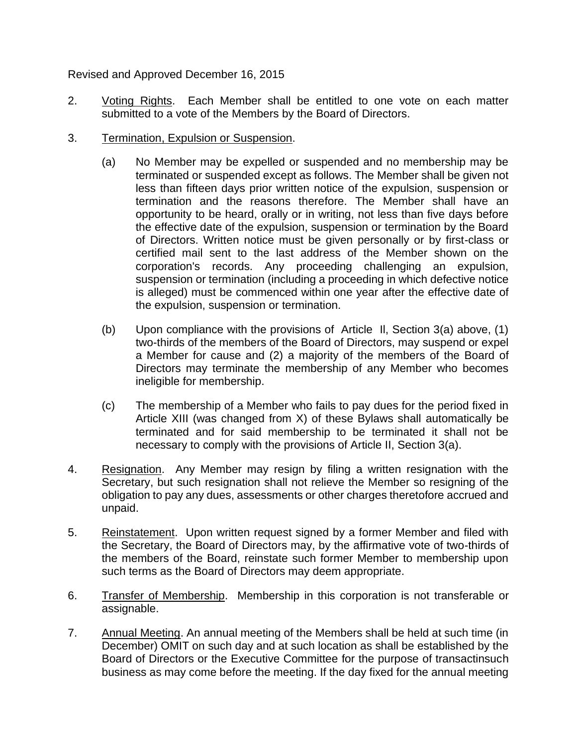Revised and Approved December 16, 2015

2. Voting Rights. Each Member shall be entitled to one vote on each matter submitted to a vote of the Members by the Board of Directors.

3. Termination, Expulsion or Suspension.

   (a) No Member may be expelled or suspended and no membership may be terminated or suspended except as follows. The Member shall be given not less than fifteen days prior written notice of the expulsion, suspension or termination and the reasons therefore. The Member shall have an opportunity to be heard, orally or in writing, not less than five days before the effective date of the expulsion, suspension or termination by the Board of Directors. Written notice must be given personally or by first-class or certified mail sent to the last address of the Member shown on the corporation's records. Any proceeding challenging an expulsion, suspension or termination (including a proceeding in which defective notice is alleged) must be commenced within one year after the effective date of the expulsion, suspension or termination.

   (b) Upon compliance with the provisions of Article Il, Section 3(a) above, (1) two-thirds of the members of the Board of Directors, may suspend or expel a Member for cause and (2) a majority of the members of the Board of Directors may terminate the membership of any Member who becomes ineligible for membership.

   (c) The membership of a Member who fails to pay dues for the period fixed in Article XIII (was changed from X) of these Bylaws shall automatically be terminated and for said membership to be terminated it shall not be necessary to comply with the provisions of Article II, Section 3(a).

4. Resignation. Any Member may resign by filing a written resignation with the Secretary, but such resignation shall not relieve the Member so resigning of the obligation to pay any dues, assessments or other charges theretofore accrued and unpaid.

5. Reinstatement. Upon written request signed by a former Member and filed with the Secretary, the Board of Directors may, by the affirmative vote of two-thirds of the members of the Board, reinstate such former Member to membership upon such terms as the Board of Directors may deem appropriate.

6. Transfer of Membership. Membership in this corporation is not transferable or assignable.

7. Annual Meeting. An annual meeting of the Members shall be held at such time (in December) OMIT on such day and at such location as shall be established by the Board of Directors or the Executive Committee for the purpose of transactinsuch business as may come before the meeting. If the day fixed for the annual meeting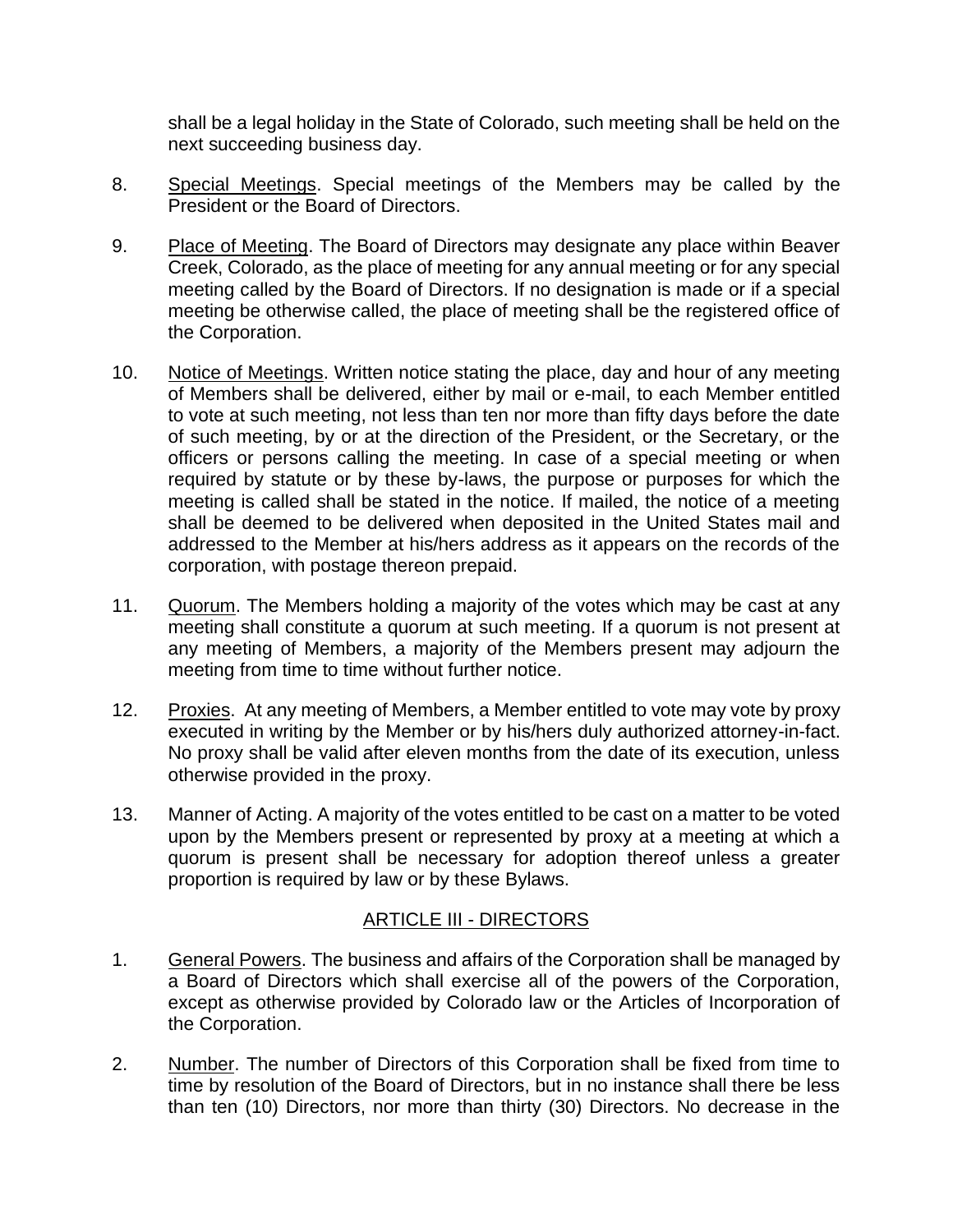shall be a legal holiday in the State of Colorado, such meeting shall be held on the next succeeding business day.

8. Special Meetings. Special meetings of the Members may be called by the President or the Board of Directors.

9. Place of Meeting. The Board of Directors may designate any place within Beaver Creek, Colorado, as the place of meeting for any annual meeting or for any special meeting called by the Board of Directors. If no designation is made or if a special meeting be otherwise called, the place of meeting shall be the registered office of the Corporation.

10. Notice of Meetings. Written notice stating the place, day and hour of any meeting of Members shall be delivered, either by mail or e-mail, to each Member entitled to vote at such meeting, not less than ten nor more than fifty days before the date of such meeting, by or at the direction of the President, or the Secretary, or the officers or persons calling the meeting. In case of a special meeting or when required by statute or by these by-laws, the purpose or purposes for which the meeting is called shall be stated in the notice. If mailed, the notice of a meeting shall be deemed to be delivered when deposited in the United States mail and addressed to the Member at his/hers address as it appears on the records of the corporation, with postage thereon prepaid.

11. Quorum. The Members holding a majority of the votes which may be cast at any meeting shall constitute a quorum at such meeting. If a quorum is not present at any meeting of Members, a majority of the Members present may adjourn the meeting from time to time without further notice.

12. Proxies. At any meeting of Members, a Member entitled to vote may vote by proxy executed in writing by the Member or by his/hers duly authorized attorney-in-fact. No proxy shall be valid after eleven months from the date of its execution, unless otherwise provided in the proxy.

13. Manner of Acting. A majority of the votes entitled to be cast on a matter to be voted upon by the Members present or represented by proxy at a meeting at which a quorum is present shall be necessary for adoption thereof unless a greater proportion is required by law or by these Bylaws.

## ARTICLE III - DIRECTORS

1. General Powers. The business and affairs of the Corporation shall be managed by a Board of Directors which shall exercise all of the powers of the Corporation, except as otherwise provided by Colorado law or the Articles of Incorporation of the Corporation.

2. Number. The number of Directors of this Corporation shall be fixed from time to time by resolution of the Board of Directors, but in no instance shall there be less than ten (10) Directors, nor more than thirty (30) Directors. No decrease in the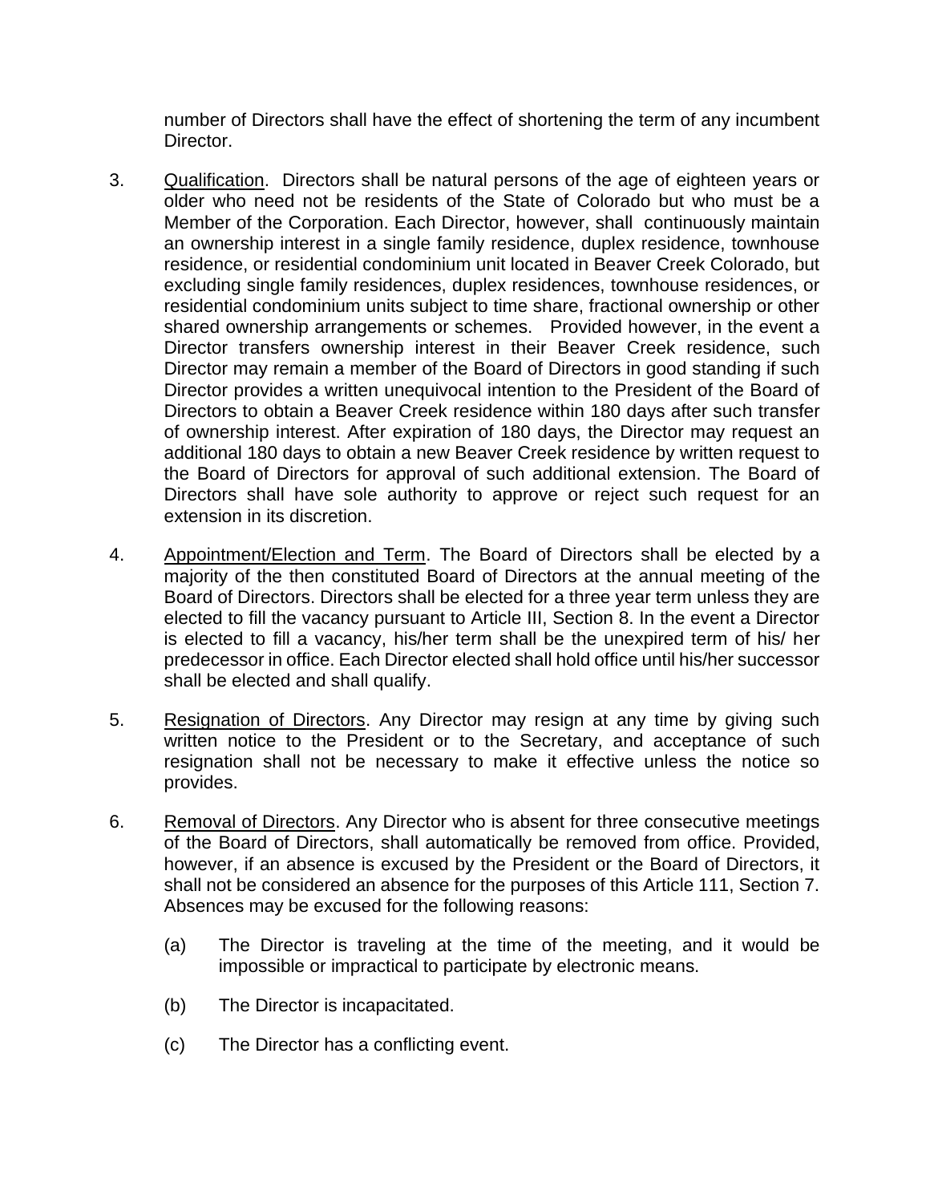number of Directors shall have the effect of shortening the term of any incumbent Director.

3. Qualification. Directors shall be natural persons of the age of eighteen years or older who need not be residents of the State of Colorado but who must be a Member of the Corporation. Each Director, however, shall continuously maintain an ownership interest in a single family residence, duplex residence, townhouse residence, or residential condominium unit located in Beaver Creek Colorado, but excluding single family residences, duplex residences, townhouse residences, or residential condominium units subject to time share, fractional ownership or other shared ownership arrangements or schemes. Provided however, in the event a Director transfers ownership interest in their Beaver Creek residence, such Director may remain a member of the Board of Directors in good standing if such Director provides a written unequivocal intention to the President of the Board of Directors to obtain a Beaver Creek residence within 180 days after such transfer of ownership interest. After expiration of 180 days, the Director may request an additional 180 days to obtain a new Beaver Creek residence by written request to the Board of Directors for approval of such additional extension. The Board of Directors shall have sole authority to approve or reject such request for an extension in its discretion.

4. Appointment/Election and Term. The Board of Directors shall be elected by a majority of the then constituted Board of Directors at the annual meeting of the Board of Directors. Directors shall be elected for a three year term unless they are elected to fill the vacancy pursuant to Article III, Section 8. In the event a Director is elected to fill a vacancy, his/her term shall be the unexpired term of his/ her predecessor in office. Each Director elected shall hold office until his/her successor shall be elected and shall qualify.

5. Resignation of Directors. Any Director may resign at any time by giving such written notice to the President or to the Secretary, and acceptance of such resignation shall not be necessary to make it effective unless the notice so provides.

6. Removal of Directors. Any Director who is absent for three consecutive meetings of the Board of Directors, shall automatically be removed from office. Provided, however, if an absence is excused by the President or the Board of Directors, it shall not be considered an absence for the purposes of this Article 111, Section 7. Absences may be excused for the following reasons:

   (a) The Director is traveling at the time of the meeting, and it would be impossible or impractical to participate by electronic means.

   (b) The Director is incapacitated.

   (c) The Director has a conflicting event.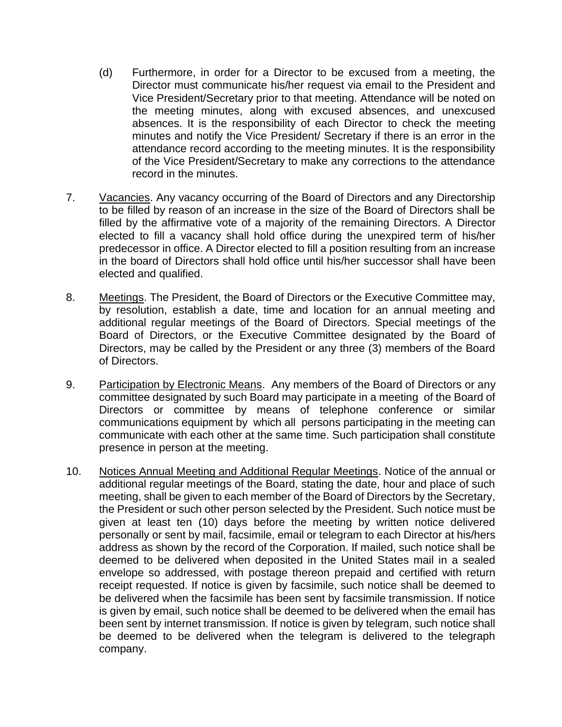(d) Furthermore, in order for a Director to be excused from a meeting, the Director must communicate his/her request via email to the President and Vice President/Secretary prior to that meeting. Attendance will be noted on the meeting minutes, along with excused absences, and unexcused absences. It is the responsibility of each Director to check the meeting minutes and notify the Vice President/ Secretary if there is an error in the attendance record according to the meeting minutes. It is the responsibility of the Vice President/Secretary to make any corrections to the attendance record in the minutes.

7. Vacancies. Any vacancy occurring of the Board of Directors and any Directorship to be filled by reason of an increase in the size of the Board of Directors shall be filled by the affirmative vote of a majority of the remaining Directors. A Director elected to fill a vacancy shall hold office during the unexpired term of his/her predecessor in office. A Director elected to fill a position resulting from an increase in the board of Directors shall hold office until his/her successor shall have been elected and qualified.

8. Meetings. The President, the Board of Directors or the Executive Committee may, by resolution, establish a date, time and location for an annual meeting and additional regular meetings of the Board of Directors. Special meetings of the Board of Directors, or the Executive Committee designated by the Board of Directors, may be called by the President or any three (3) members of the Board of Directors.

9. Participation by Electronic Means. Any members of the Board of Directors or any committee designated by such Board may participate in a meeting of the Board of Directors or committee by means of telephone conference or similar communications equipment by which all persons participating in the meeting can communicate with each other at the same time. Such participation shall constitute presence in person at the meeting.

10. Notices Annual Meeting and Additional Regular Meetings. Notice of the annual or additional regular meetings of the Board, stating the date, hour and place of such meeting, shall be given to each member of the Board of Directors by the Secretary, the President or such other person selected by the President. Such notice must be given at least ten (10) days before the meeting by written notice delivered personally or sent by mail, facsimile, email or telegram to each Director at his/hers address as shown by the record of the Corporation. If mailed, such notice shall be deemed to be delivered when deposited in the United States mail in a sealed envelope so addressed, with postage thereon prepaid and certified with return receipt requested. If notice is given by facsimile, such notice shall be deemed to be delivered when the facsimile has been sent by facsimile transmission. If notice is given by email, such notice shall be deemed to be delivered when the email has been sent by internet transmission. If notice is given by telegram, such notice shall be deemed to be delivered when the telegram is delivered to the telegraph company.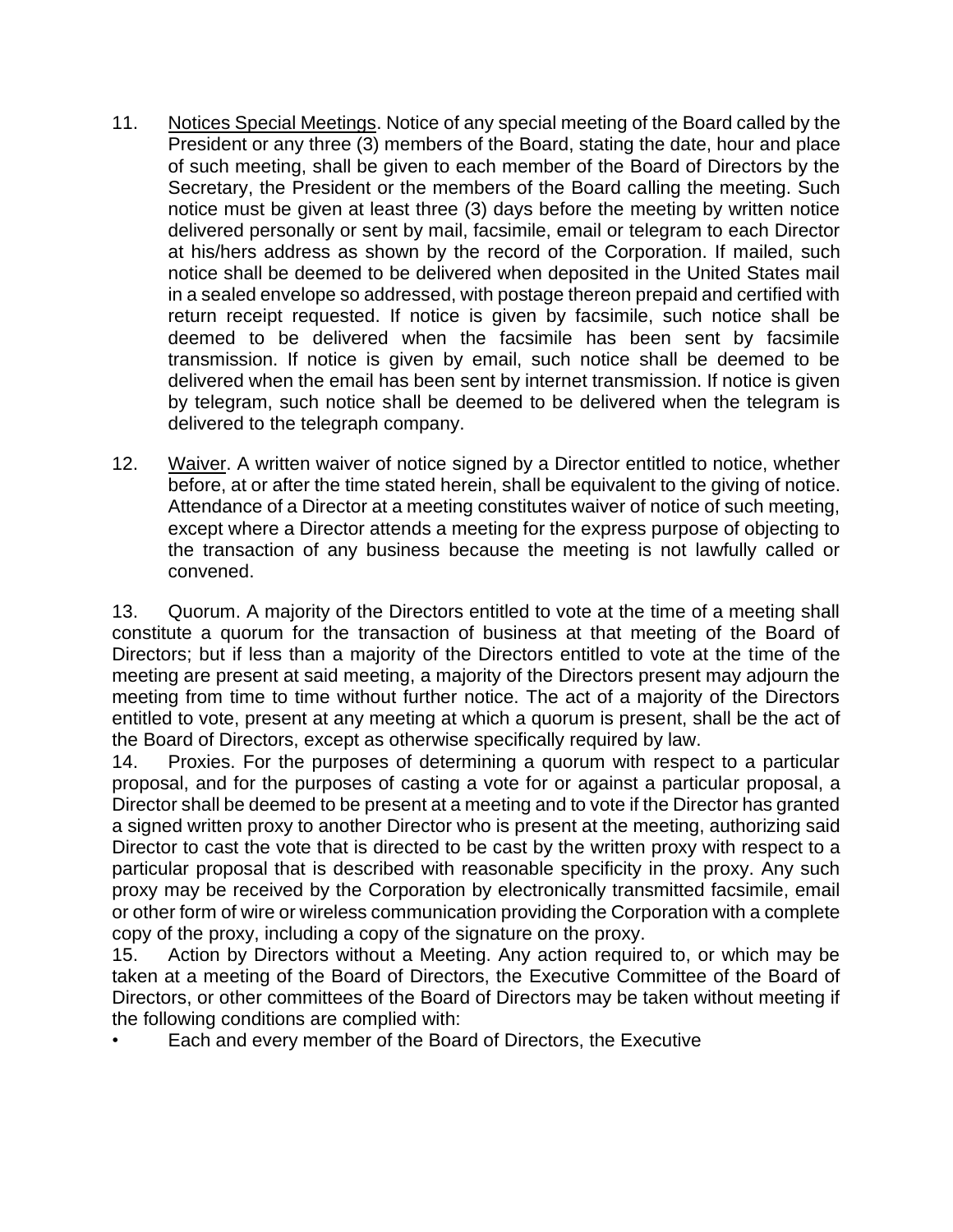11. Notices Special Meetings. Notice of any special meeting of the Board called by the President or any three (3) members of the Board, stating the date, hour and place of such meeting, shall be given to each member of the Board of Directors by the Secretary, the President or the members of the Board calling the meeting. Such notice must be given at least three (3) days before the meeting by written notice delivered personally or sent by mail, facsimile, email or telegram to each Director at his/hers address as shown by the record of the Corporation. If mailed, such notice shall be deemed to be delivered when deposited in the United States mail in a sealed envelope so addressed, with postage thereon prepaid and certified with return receipt requested. If notice is given by facsimile, such notice shall be deemed to be delivered when the facsimile has been sent by facsimile transmission. If notice is given by email, such notice shall be deemed to be delivered when the email has been sent by internet transmission. If notice is given by telegram, such notice shall be deemed to be delivered when the telegram is delivered to the telegraph company.

12. Waiver. A written waiver of notice signed by a Director entitled to notice, whether before, at or after the time stated herein, shall be equivalent to the giving of notice. Attendance of a Director at a meeting constitutes waiver of notice of such meeting, except where a Director attends a meeting for the express purpose of objecting to the transaction of any business because the meeting is not lawfully called or convened.

13. Quorum. A majority of the Directors entitled to vote at the time of a meeting shall constitute a quorum for the transaction of business at that meeting of the Board of Directors; but if less than a majority of the Directors entitled to vote at the time of the meeting are present at said meeting, a majority of the Directors present may adjourn the meeting from time to time without further notice. The act of a majority of the Directors entitled to vote, present at any meeting at which a quorum is present, shall be the act of the Board of Directors, except as otherwise specifically required by law.

14. Proxies. For the purposes of determining a quorum with respect to a particular proposal, and for the purposes of casting a vote for or against a particular proposal, a Director shall be deemed to be present at a meeting and to vote if the Director has granted a signed written proxy to another Director who is present at the meeting, authorizing said Director to cast the vote that is directed to be cast by the written proxy with respect to a particular proposal that is described with reasonable specificity in the proxy. Any such proxy may be received by the Corporation by electronically transmitted facsimile, email or other form of wire or wireless communication providing the Corporation with a complete copy of the proxy, including a copy of the signature on the proxy.

15. Action by Directors without a Meeting. Any action required to, or which may be taken at a meeting of the Board of Directors, the Executive Committee of the Board of Directors, or other committees of the Board of Directors may be taken without meeting if the following conditions are complied with:

- Each and every member of the Board of Directors, the Executive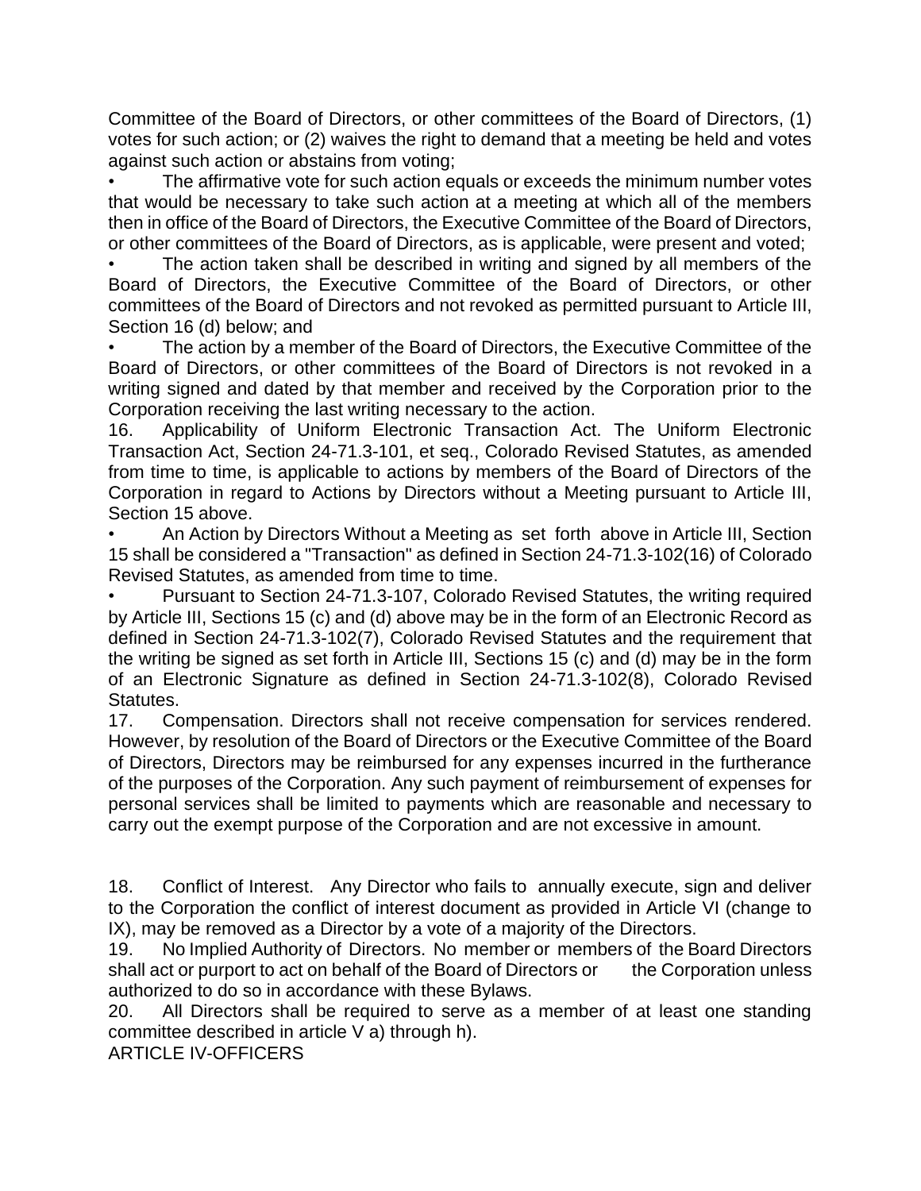Committee of the Board of Directors, or other committees of the Board of Directors, (1) votes for such action; or (2) waives the right to demand that a meeting be held and votes against such action or abstains from voting;

- The affirmative vote for such action equals or exceeds the minimum number votes that would be necessary to take such action at a meeting at which all of the members then in office of the Board of Directors, the Executive Committee of the Board of Directors, or other committees of the Board of Directors, as is applicable, were present and voted;
- The action taken shall be described in writing and signed by all members of the Board of Directors, the Executive Committee of the Board of Directors, or other committees of the Board of Directors and not revoked as permitted pursuant to Article III, Section 16 (d) below; and
- The action by a member of the Board of Directors, the Executive Committee of the Board of Directors, or other committees of the Board of Directors is not revoked in a writing signed and dated by that member and received by the Corporation prior to the Corporation receiving the last writing necessary to the action.

16. Applicability of Uniform Electronic Transaction Act. The Uniform Electronic Transaction Act, Section 24-71.3-101, et seq., Colorado Revised Statutes, as amended from time to time, is applicable to actions by members of the Board of Directors of the Corporation in regard to Actions by Directors without a Meeting pursuant to Article III, Section 15 above.

- An Action by Directors Without a Meeting as set forth above in Article III, Section 15 shall be considered a "Transaction" as defined in Section 24-71.3-102(16) of Colorado Revised Statutes, as amended from time to time.
- Pursuant to Section 24-71.3-107, Colorado Revised Statutes, the writing required by Article III, Sections 15 (c) and (d) above may be in the form of an Electronic Record as defined in Section 24-71.3-102(7), Colorado Revised Statutes and the requirement that the writing be signed as set forth in Article III, Sections 15 (c) and (d) may be in the form of an Electronic Signature as defined in Section 24-71.3-102(8), Colorado Revised Statutes.

17. Compensation. Directors shall not receive compensation for services rendered. However, by resolution of the Board of Directors or the Executive Committee of the Board of Directors, Directors may be reimbursed for any expenses incurred in the furtherance of the purposes of the Corporation. Any such payment of reimbursement of expenses for personal services shall be limited to payments which are reasonable and necessary to carry out the exempt purpose of the Corporation and are not excessive in amount.

18. Conflict of Interest. Any Director who fails to annually execute, sign and deliver to the Corporation the conflict of interest document as provided in Article VI (change to IX), may be removed as a Director by a vote of a majority of the Directors.

19. No Implied Authority of Directors. No member or members of the Board Directors shall act or purport to act on behalf of the Board of Directors or the Corporation unless authorized to do so in accordance with these Bylaws.

20. All Directors shall be required to serve as a member of at least one standing committee described in article V a) through h).

## ARTICLE IV-OFFICERS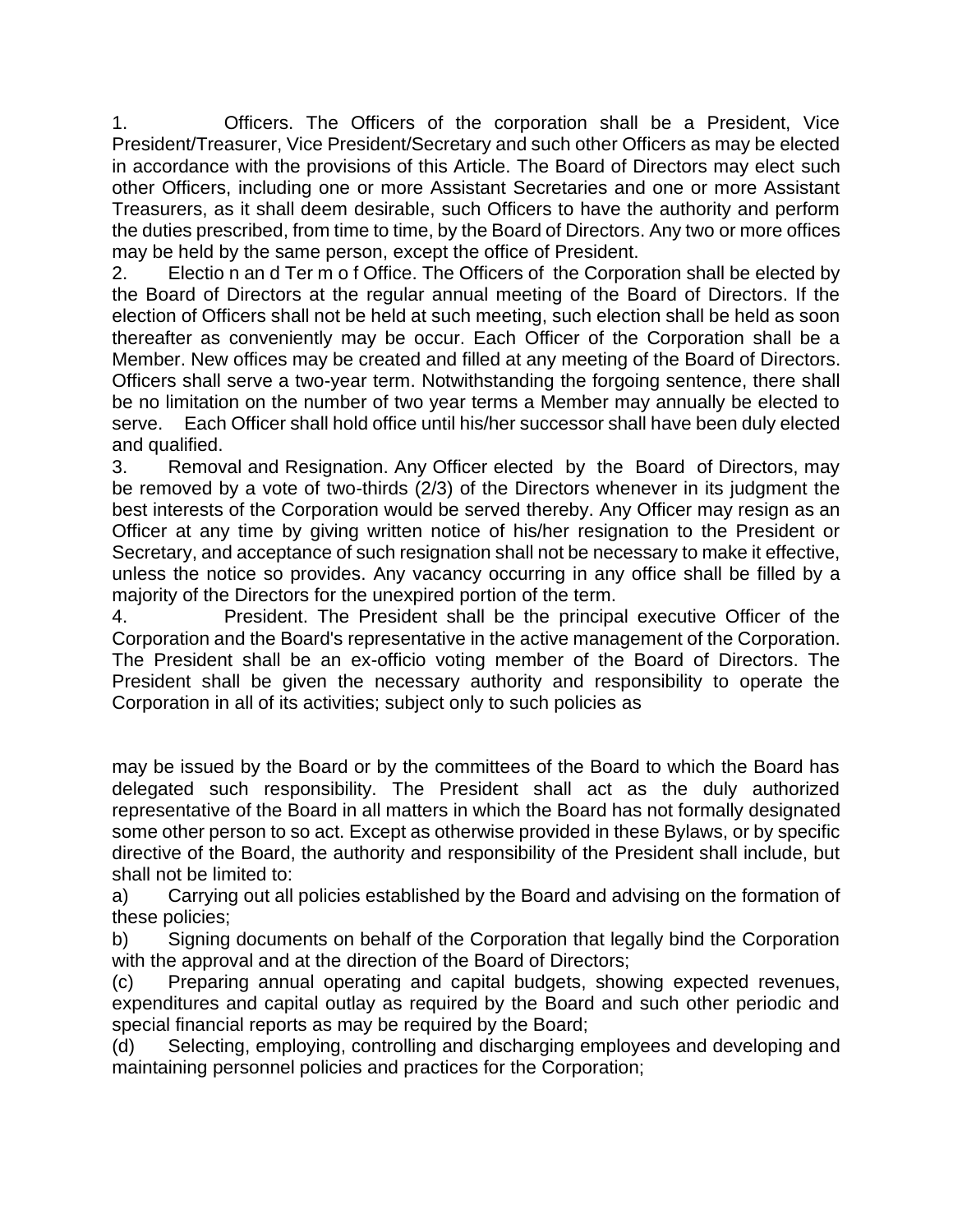1. Officers. The Officers of the corporation shall be a President, Vice President/Treasurer, Vice President/Secretary and such other Officers as may be elected in accordance with the provisions of this Article. The Board of Directors may elect such other Officers, including one or more Assistant Secretaries and one or more Assistant Treasurers, as it shall deem desirable, such Officers to have the authority and perform the duties prescribed, from time to time, by the Board of Directors. Any two or more offices may be held by the same person, except the office of President.

2. Electio n an d Ter m o f Office. The Officers of the Corporation shall be elected by the Board of Directors at the regular annual meeting of the Board of Directors. If the election of Officers shall not be held at such meeting, such election shall be held as soon thereafter as conveniently may be occur. Each Officer of the Corporation shall be a Member. New offices may be created and filled at any meeting of the Board of Directors. Officers shall serve a two-year term. Notwithstanding the forgoing sentence, there shall be no limitation on the number of two year terms a Member may annually be elected to serve. Each Officer shall hold office until his/her successor shall have been duly elected and qualified.

3. Removal and Resignation. Any Officer elected by the Board of Directors, may be removed by a vote of two-thirds (2/3) of the Directors whenever in its judgment the best interests of the Corporation would be served thereby. Any Officer may resign as an Officer at any time by giving written notice of his/her resignation to the President or Secretary, and acceptance of such resignation shall not be necessary to make it effective, unless the notice so provides. Any vacancy occurring in any office shall be filled by a majority of the Directors for the unexpired portion of the term.

4. President. The President shall be the principal executive Officer of the Corporation and the Board's representative in the active management of the Corporation. The President shall be an ex-officio voting member of the Board of Directors. The President shall be given the necessary authority and responsibility to operate the Corporation in all of its activities; subject only to such policies as may be issued by the Board or by the committees of the Board to which the Board has delegated such responsibility. The President shall act as the duly authorized representative of the Board in all matters in which the Board has not formally designated some other person to so act. Except as otherwise provided in these Bylaws, or by specific directive of the Board, the authority and responsibility of the President shall include, but shall not be limited to:

a) Carrying out all policies established by the Board and advising on the formation of these policies;

b) Signing documents on behalf of the Corporation that legally bind the Corporation with the approval and at the direction of the Board of Directors;

(c) Preparing annual operating and capital budgets, showing expected revenues, expenditures and capital outlay as required by the Board and such other periodic and special financial reports as may be required by the Board;

(d) Selecting, employing, controlling and discharging employees and developing and maintaining personnel policies and practices for the Corporation;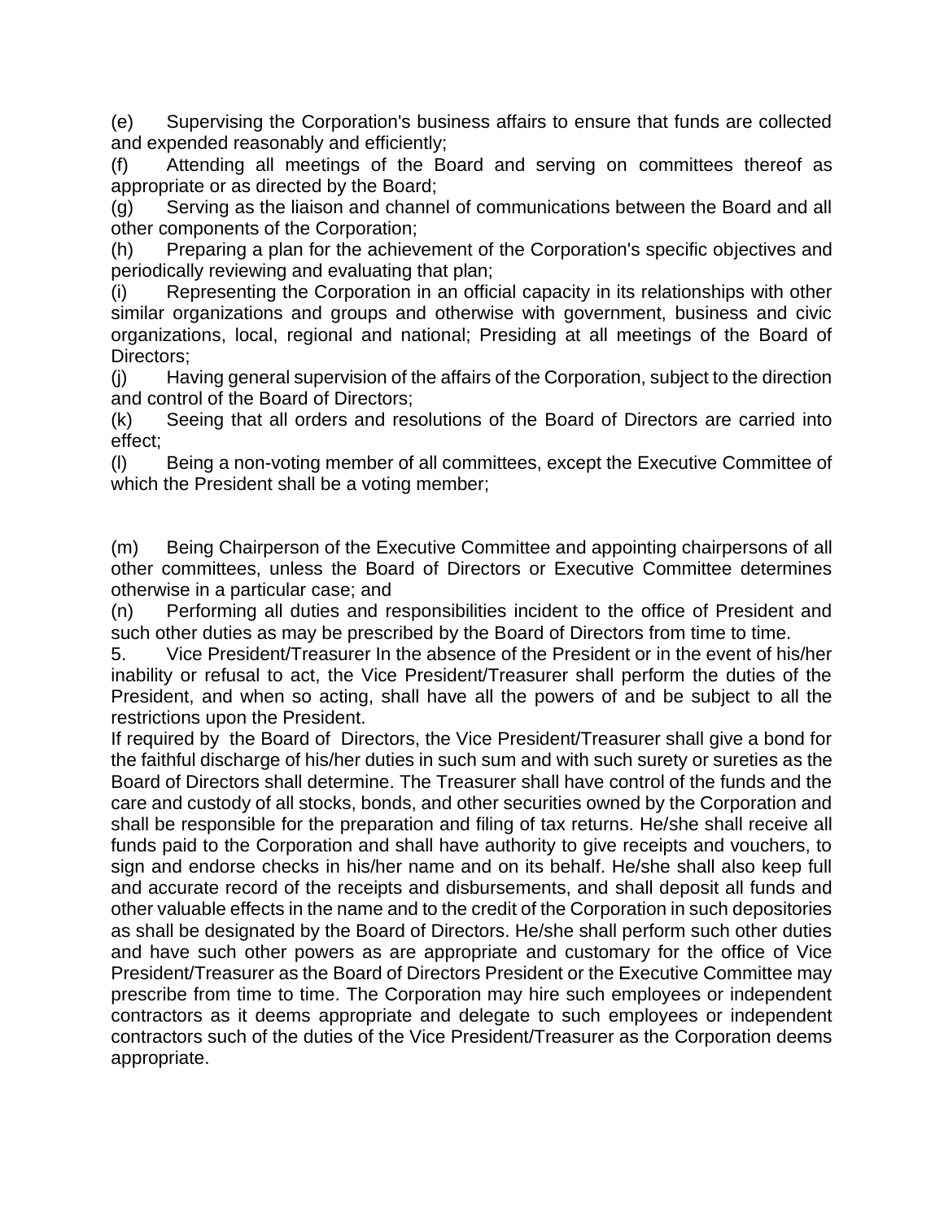(e) Supervising the Corporation's business affairs to ensure that funds are collected and expended reasonably and efficiently;

(f) Attending all meetings of the Board and serving on committees thereof as appropriate or as directed by the Board;

(g) Serving as the liaison and channel of communications between the Board and all other components of the Corporation;

(h) Preparing a plan for the achievement of the Corporation's specific objectives and periodically reviewing and evaluating that plan;

(i) Representing the Corporation in an official capacity in its relationships with other similar organizations and groups and otherwise with government, business and civic organizations, local, regional and national; Presiding at all meetings of the Board of Directors;

(j) Having general supervision of the affairs of the Corporation, subject to the direction and control of the Board of Directors;

(k) Seeing that all orders and resolutions of the Board of Directors are carried into effect;

(l) Being a non-voting member of all committees, except the Executive Committee of which the President shall be a voting member;

(m) Being Chairperson of the Executive Committee and appointing chairpersons of all other committees, unless the Board of Directors or Executive Committee determines otherwise in a particular case; and

(n) Performing all duties and responsibilities incident to the office of President and such other duties as may be prescribed by the Board of Directors from time to time.

5. Vice President/Treasurer In the absence of the President or in the event of his/her inability or refusal to act, the Vice President/Treasurer shall perform the duties of the President, and when so acting, shall have all the powers of and be subject to all the restrictions upon the President.

If required by the Board of Directors, the Vice President/Treasurer shall give a bond for the faithful discharge of his/her duties in such sum and with such surety or sureties as the Board of Directors shall determine. The Treasurer shall have control of the funds and the care and custody of all stocks, bonds, and other securities owned by the Corporation and shall be responsible for the preparation and filing of tax returns. He/she shall receive all funds paid to the Corporation and shall have authority to give receipts and vouchers, to sign and endorse checks in his/her name and on its behalf. He/she shall also keep full and accurate record of the receipts and disbursements, and shall deposit all funds and other valuable effects in the name and to the credit of the Corporation in such depositories as shall be designated by the Board of Directors. He/she shall perform such other duties and have such other powers as are appropriate and customary for the office of Vice President/Treasurer as the Board of Directors President or the Executive Committee may prescribe from time to time. The Corporation may hire such employees or independent contractors as it deems appropriate and delegate to such employees or independent contractors such of the duties of the Vice President/Treasurer as the Corporation deems appropriate.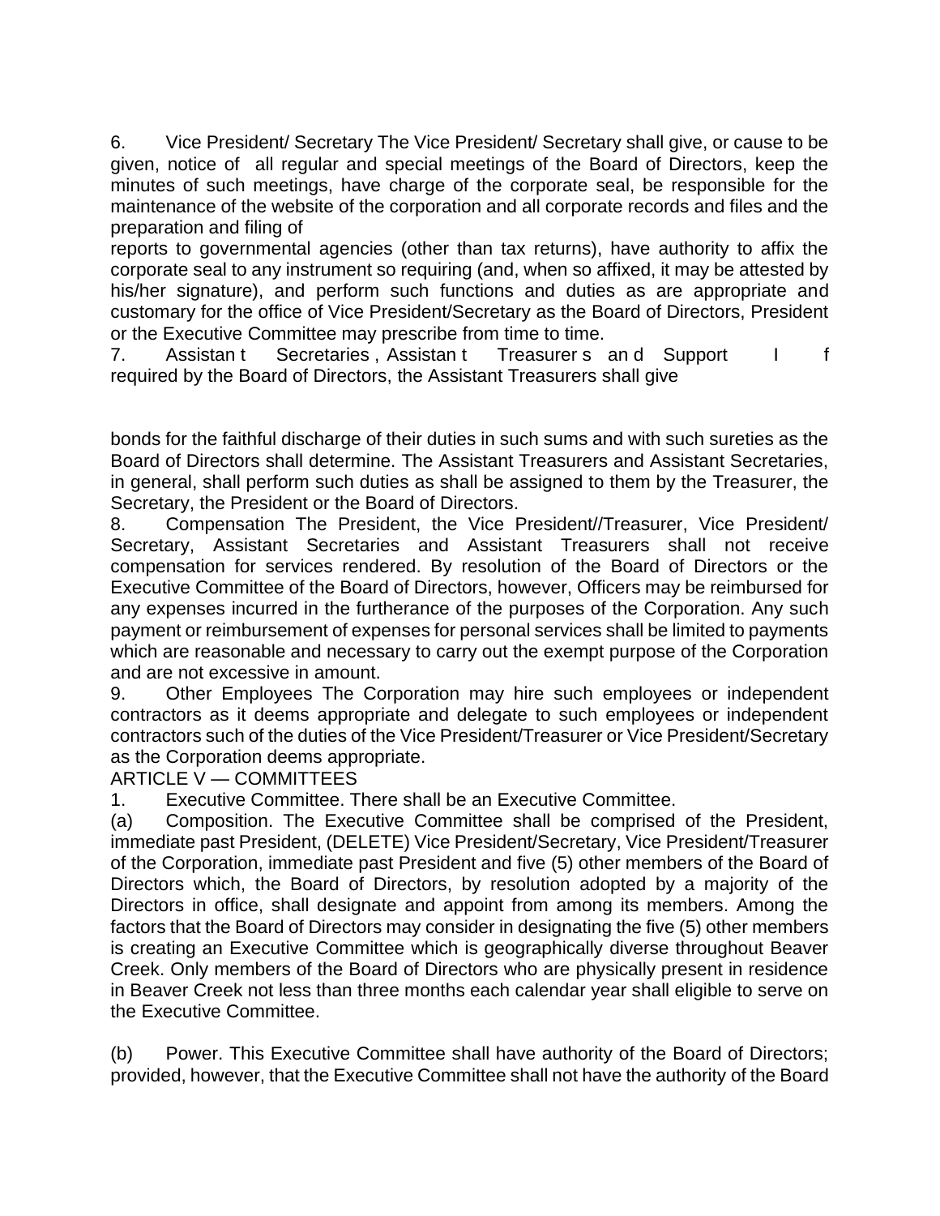6. Vice President/ Secretary The Vice President/ Secretary shall give, or cause to be given, notice of all regular and special meetings of the Board of Directors, keep the minutes of such meetings, have charge of the corporate seal, be responsible for the maintenance of the website of the corporation and all corporate records and files and the preparation and filing of reports to governmental agencies (other than tax returns), have authority to affix the corporate seal to any instrument so requiring (and, when so affixed, it may be attested by his/her signature), and perform such functions and duties as are appropriate and customary for the office of Vice President/Secretary as the Board of Directors, President or the Executive Committee may prescribe from time to time.

7. Assistant Secretaries, Assistant Treasurers and Support If required by the Board of Directors, the Assistant Treasurers shall give bonds for the faithful discharge of their duties in such sums and with such sureties as the Board of Directors shall determine. The Assistant Treasurers and Assistant Secretaries, in general, shall perform such duties as shall be assigned to them by the Treasurer, the Secretary, the President or the Board of Directors.

8. Compensation The President, the Vice President//Treasurer, Vice President/ Secretary, Assistant Secretaries and Assistant Treasurers shall not receive compensation for services rendered. By resolution of the Board of Directors or the Executive Committee of the Board of Directors, however, Officers may be reimbursed for any expenses incurred in the furtherance of the purposes of the Corporation. Any such payment or reimbursement of expenses for personal services shall be limited to payments which are reasonable and necessary to carry out the exempt purpose of the Corporation and are not excessive in amount.

9. Other Employees The Corporation may hire such employees or independent contractors as it deems appropriate and delegate to such employees or independent contractors such of the duties of the Vice President/Treasurer or Vice President/Secretary as the Corporation deems appropriate.

ARTICLE V — COMMITTEES

1. Executive Committee. There shall be an Executive Committee.

(a) Composition. The Executive Committee shall be comprised of the President, immediate past President, (DELETE) Vice President/Secretary, Vice President/Treasurer of the Corporation, immediate past President and five (5) other members of the Board of Directors which, the Board of Directors, by resolution adopted by a majority of the Directors in office, shall designate and appoint from among its members. Among the factors that the Board of Directors may consider in designating the five (5) other members is creating an Executive Committee which is geographically diverse throughout Beaver Creek. Only members of the Board of Directors who are physically present in residence in Beaver Creek not less than three months each calendar year shall eligible to serve on the Executive Committee.

(b) Power. This Executive Committee shall have authority of the Board of Directors; provided, however, that the Executive Committee shall not have the authority of the Board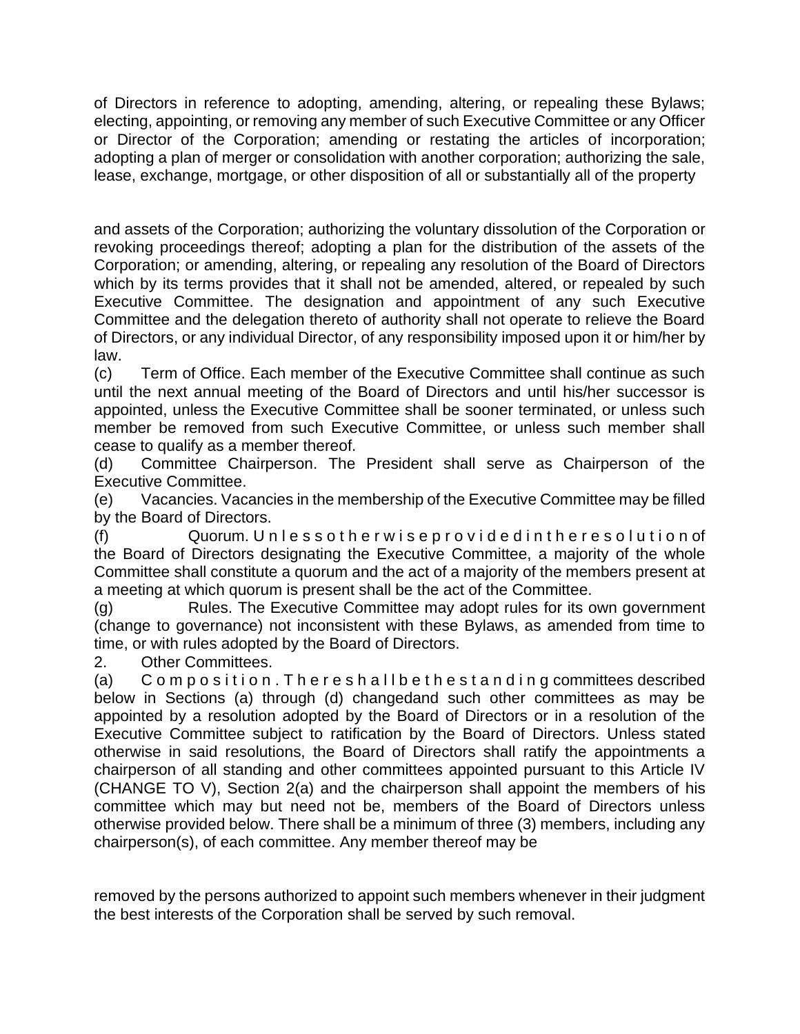of Directors in reference to adopting, amending, altering, or repealing these Bylaws; electing, appointing, or removing any member of such Executive Committee or any Officer or Director of the Corporation; amending or restating the articles of incorporation; adopting a plan of merger or consolidation with another corporation; authorizing the sale, lease, exchange, mortgage, or other disposition of all or substantially all of the property

and assets of the Corporation; authorizing the voluntary dissolution of the Corporation or revoking proceedings thereof; adopting a plan for the distribution of the assets of the Corporation; or amending, altering, or repealing any resolution of the Board of Directors which by its terms provides that it shall not be amended, altered, or repealed by such Executive Committee. The designation and appointment of any such Executive Committee and the delegation thereto of authority shall not operate to relieve the Board of Directors, or any individual Director, of any responsibility imposed upon it or him/her by law.

(c) Term of Office. Each member of the Executive Committee shall continue as such until the next annual meeting of the Board of Directors and until his/her successor is appointed, unless the Executive Committee shall be sooner terminated, or unless such member be removed from such Executive Committee, or unless such member shall cease to qualify as a member thereof.

(d) Committee Chairperson. The President shall serve as Chairperson of the Executive Committee.

(e) Vacancies. Vacancies in the membership of the Executive Committee may be filled by the Board of Directors.

(f) Quorum. Unless otherwise provided in the resolution of the Board of Directors designating the Executive Committee, a majority of the whole Committee shall constitute a quorum and the act of a majority of the members present at a meeting at which quorum is present shall be the act of the Committee.

(g) Rules. The Executive Committee may adopt rules for its own government (change to governance) not inconsistent with these Bylaws, as amended from time to time, or with rules adopted by the Board of Directors.

2. Other Committees.

(a) Composition. There shall be the standing committees described below in Sections (a) through (d) changedand such other committees as may be appointed by a resolution adopted by the Board of Directors or in a resolution of the Executive Committee subject to ratification by the Board of Directors. Unless stated otherwise in said resolutions, the Board of Directors shall ratify the appointments a chairperson of all standing and other committees appointed pursuant to this Article IV (CHANGE TO V), Section 2(a) and the chairperson shall appoint the members of his committee which may but need not be, members of the Board of Directors unless otherwise provided below. There shall be a minimum of three (3) members, including any chairperson(s), of each committee. Any member thereof may be

removed by the persons authorized to appoint such members whenever in their judgment the best interests of the Corporation shall be served by such removal.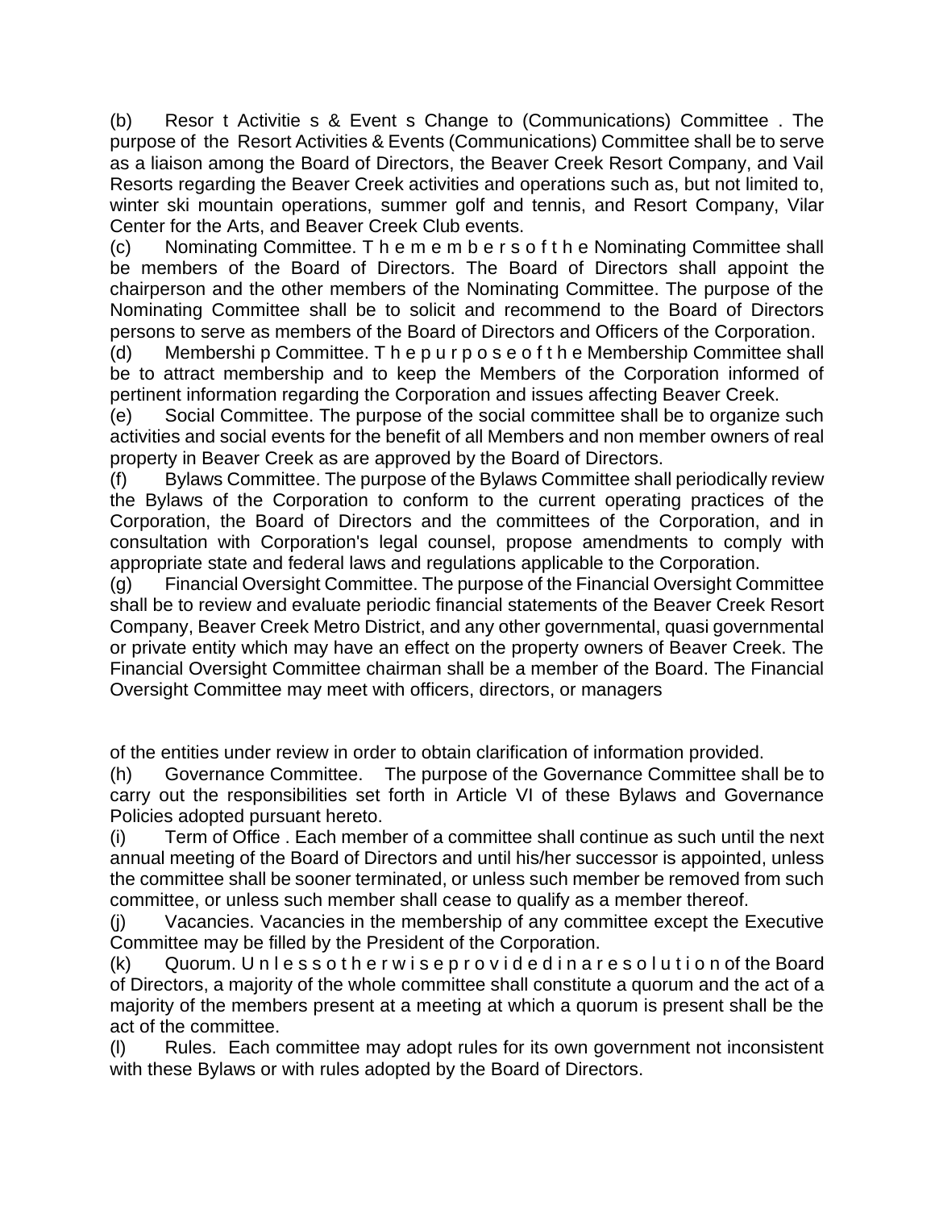(b) Resort Activities & Events Change to (Communications) Committee. The purpose of the Resort Activities & Events (Communications) Committee shall be to serve as a liaison among the Board of Directors, the Beaver Creek Resort Company, and Vail Resorts regarding the Beaver Creek activities and operations such as, but not limited to, winter ski mountain operations, summer golf and tennis, and Resort Company, Vilar Center for the Arts, and Beaver Creek Club events.

(c) Nominating Committee. The members of the Nominating Committee shall be members of the Board of Directors. The Board of Directors shall appoint the chairperson and the other members of the Nominating Committee. The purpose of the Nominating Committee shall be to solicit and recommend to the Board of Directors persons to serve as members of the Board of Directors and Officers of the Corporation.

(d) Membership Committee. The purpose of the Membership Committee shall be to attract membership and to keep the Members of the Corporation informed of pertinent information regarding the Corporation and issues affecting Beaver Creek.

(e) Social Committee. The purpose of the social committee shall be to organize such activities and social events for the benefit of all Members and non member owners of real property in Beaver Creek as are approved by the Board of Directors.

(f) Bylaws Committee. The purpose of the Bylaws Committee shall periodically review the Bylaws of the Corporation to conform to the current operating practices of the Corporation, the Board of Directors and the committees of the Corporation, and in consultation with Corporation's legal counsel, propose amendments to comply with appropriate state and federal laws and regulations applicable to the Corporation.

(g) Financial Oversight Committee. The purpose of the Financial Oversight Committee shall be to review and evaluate periodic financial statements of the Beaver Creek Resort Company, Beaver Creek Metro District, and any other governmental, quasi governmental or private entity which may have an effect on the property owners of Beaver Creek. The Financial Oversight Committee chairman shall be a member of the Board. The Financial Oversight Committee may meet with officers, directors, or managers of the entities under review in order to obtain clarification of information provided.

(h) Governance Committee. The purpose of the Governance Committee shall be to carry out the responsibilities set forth in Article VI of these Bylaws and Governance Policies adopted pursuant hereto.

(i) Term of Office. Each member of a committee shall continue as such until the next annual meeting of the Board of Directors and until his/her successor is appointed, unless the committee shall be sooner terminated, or unless such member be removed from such committee, or unless such member shall cease to qualify as a member thereof.

(j) Vacancies. Vacancies in the membership of any committee except the Executive Committee may be filled by the President of the Corporation.

(k) Quorum. Unless otherwise provided in a resolution of the Board of Directors, a majority of the whole committee shall constitute a quorum and the act of a majority of the members present at a meeting at which a quorum is present shall be the act of the committee.

(l) Rules. Each committee may adopt rules for its own government not inconsistent with these Bylaws or with rules adopted by the Board of Directors.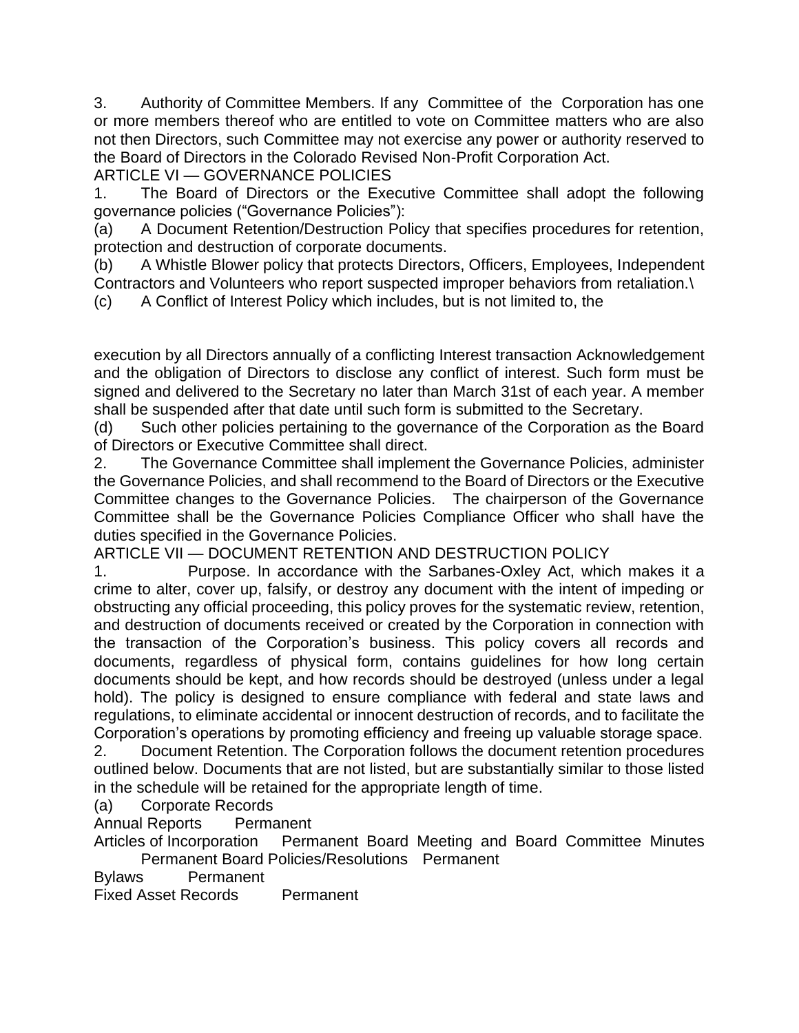3. Authority of Committee Members. If any Committee of the Corporation has one or more members thereof who are entitled to vote on Committee matters who are also not then Directors, such Committee may not exercise any power or authority reserved to the Board of Directors in the Colorado Revised Non-Profit Corporation Act.

## ARTICLE VI — GOVERNANCE POLICIES

1. The Board of Directors or the Executive Committee shall adopt the following governance policies ("Governance Policies"):

(a) A Document Retention/Destruction Policy that specifies procedures for retention, protection and destruction of corporate documents.

(b) A Whistle Blower policy that protects Directors, Officers, Employees, Independent Contractors and Volunteers who report suspected improper behaviors from retaliation.\

(c) A Conflict of Interest Policy which includes, but is not limited to, the execution by all Directors annually of a conflicting Interest transaction Acknowledgement and the obligation of Directors to disclose any conflict of interest. Such form must be signed and delivered to the Secretary no later than March 31st of each year. A member shall be suspended after that date until such form is submitted to the Secretary.

(d) Such other policies pertaining to the governance of the Corporation as the Board of Directors or Executive Committee shall direct.

2. The Governance Committee shall implement the Governance Policies, administer the Governance Policies, and shall recommend to the Board of Directors or the Executive Committee changes to the Governance Policies. The chairperson of the Governance Committee shall be the Governance Policies Compliance Officer who shall have the duties specified in the Governance Policies.

## ARTICLE VII — DOCUMENT RETENTION AND DESTRUCTION POLICY

1. Purpose. In accordance with the Sarbanes-Oxley Act, which makes it a crime to alter, cover up, falsify, or destroy any document with the intent of impeding or obstructing any official proceeding, this policy proves for the systematic review, retention, and destruction of documents received or created by the Corporation in connection with the transaction of the Corporation's business. This policy covers all records and documents, regardless of physical form, contains guidelines for how long certain documents should be kept, and how records should be destroyed (unless under a legal hold). The policy is designed to ensure compliance with federal and state laws and regulations, to eliminate accidental or innocent destruction of records, and to facilitate the Corporation's operations by promoting efficiency and freeing up valuable storage space.

2. Document Retention. The Corporation follows the document retention procedures outlined below. Documents that are not listed, but are substantially similar to those listed in the schedule will be retained for the appropriate length of time.

(a) Corporate Records

| | |
|---|---|
| Annual Reports | Permanent |
| Articles of Incorporation | Permanent |
| Board Meeting and Board Committee Minutes | Permanent |
| Board Policies/Resolutions | Permanent |
| Bylaws | Permanent |
| Fixed Asset Records | Permanent |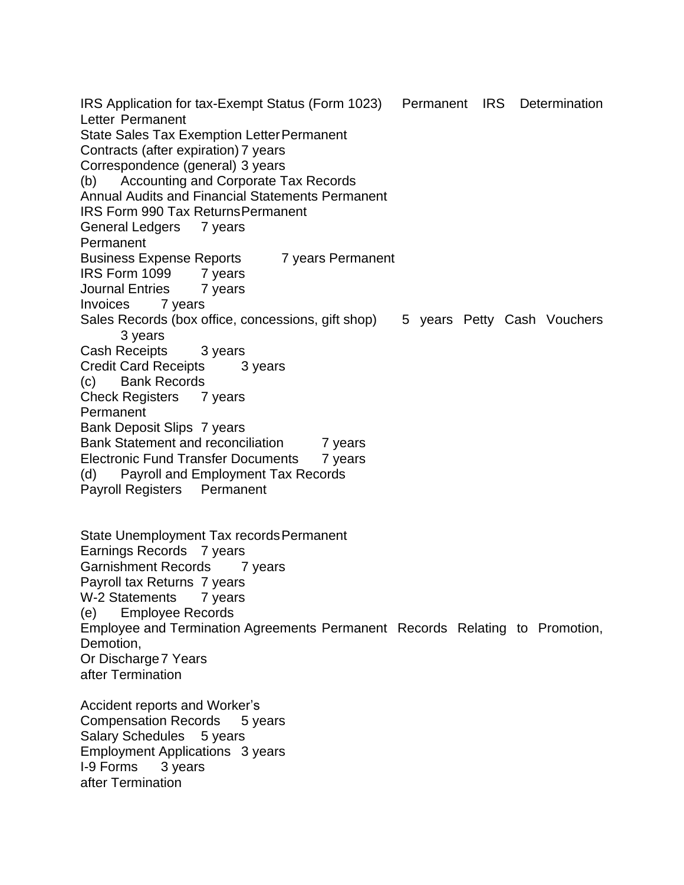IRS Application for tax-Exempt Status (Form 1023) Permanent IRS Determination Letter Permanent
State Sales Tax Exemption Letter Permanent
Contracts (after expiration) 7 years
Correspondence (general) 3 years

(b) Accounting and Corporate Tax Records

Annual Audits and Financial Statements Permanent
IRS Form 990 Tax Returns Permanent
General Ledgers 7 years
Permanent
Business Expense Reports 7 years Permanent
IRS Form 1099 7 years
Journal Entries 7 years
Invoices 7 years
Sales Records (box office, concessions, gift shop) 5 years Petty Cash Vouchers 3 years
Cash Receipts 3 years
Credit Card Receipts 3 years

(c) Bank Records

Check Registers 7 years
Permanent
Bank Deposit Slips 7 years
Bank Statement and reconciliation 7 years
Electronic Fund Transfer Documents 7 years

(d) Payroll and Employment Tax Records

Payroll Registers Permanent

State Unemployment Tax records Permanent
Earnings Records 7 years
Garnishment Records 7 years
Payroll tax Returns 7 years
W-2 Statements 7 years

(e) Employee Records

Employee and Termination Agreements Permanent Records Relating to Promotion, Demotion,
Or Discharge 7 Years
after Termination

Accident reports and Worker's
Compensation Records 5 years
Salary Schedules 5 years
Employment Applications 3 years
I-9 Forms 3 years
after Termination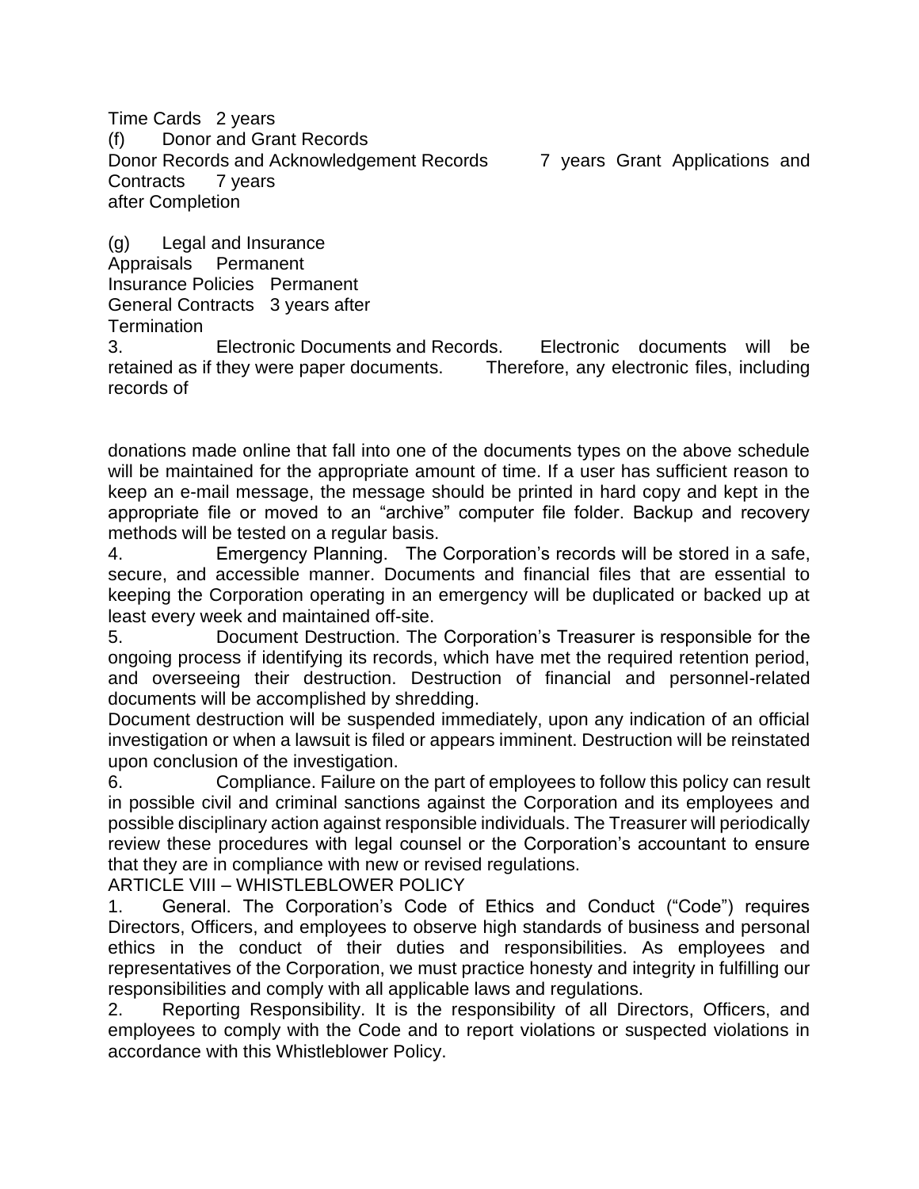Time Cards 2 years

(f) Donor and Grant Records

Donor Records and Acknowledgement Records 7 years Grant Applications and Contracts 7 years after Completion

(g) Legal and Insurance

Appraisals Permanent

Insurance Policies Permanent

General Contracts 3 years after Termination

3. Electronic Documents and Records. Electronic documents will be retained as if they were paper documents. Therefore, any electronic files, including records of donations made online that fall into one of the documents types on the above schedule will be maintained for the appropriate amount of time. If a user has sufficient reason to keep an e-mail message, the message should be printed in hard copy and kept in the appropriate file or moved to an "archive" computer file folder. Backup and recovery methods will be tested on a regular basis.

4. Emergency Planning. The Corporation's records will be stored in a safe, secure, and accessible manner. Documents and financial files that are essential to keeping the Corporation operating in an emergency will be duplicated or backed up at least every week and maintained off-site.

5. Document Destruction. The Corporation's Treasurer is responsible for the ongoing process if identifying its records, which have met the required retention period, and overseeing their destruction. Destruction of financial and personnel-related documents will be accomplished by shredding.

Document destruction will be suspended immediately, upon any indication of an official investigation or when a lawsuit is filed or appears imminent. Destruction will be reinstated upon conclusion of the investigation.

6. Compliance. Failure on the part of employees to follow this policy can result in possible civil and criminal sanctions against the Corporation and its employees and possible disciplinary action against responsible individuals. The Treasurer will periodically review these procedures with legal counsel or the Corporation's accountant to ensure that they are in compliance with new or revised regulations.

## ARTICLE VIII – WHISTLEBLOWER POLICY

1. General. The Corporation's Code of Ethics and Conduct ("Code") requires Directors, Officers, and employees to observe high standards of business and personal ethics in the conduct of their duties and responsibilities. As employees and representatives of the Corporation, we must practice honesty and integrity in fulfilling our responsibilities and comply with all applicable laws and regulations.

2. Reporting Responsibility. It is the responsibility of all Directors, Officers, and employees to comply with the Code and to report violations or suspected violations in accordance with this Whistleblower Policy.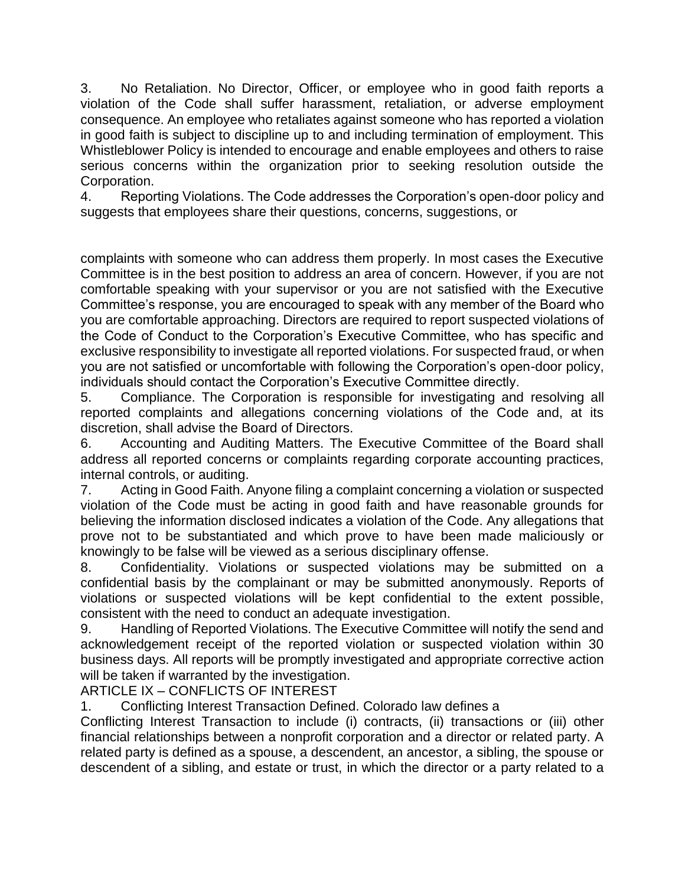3. No Retaliation. No Director, Officer, or employee who in good faith reports a violation of the Code shall suffer harassment, retaliation, or adverse employment consequence. An employee who retaliates against someone who has reported a violation in good faith is subject to discipline up to and including termination of employment. This Whistleblower Policy is intended to encourage and enable employees and others to raise serious concerns within the organization prior to seeking resolution outside the Corporation.

4. Reporting Violations. The Code addresses the Corporation's open-door policy and suggests that employees share their questions, concerns, suggestions, or complaints with someone who can address them properly. In most cases the Executive Committee is in the best position to address an area of concern. However, if you are not comfortable speaking with your supervisor or you are not satisfied with the Executive Committee's response, you are encouraged to speak with any member of the Board who you are comfortable approaching. Directors are required to report suspected violations of the Code of Conduct to the Corporation's Executive Committee, who has specific and exclusive responsibility to investigate all reported violations. For suspected fraud, or when you are not satisfied or uncomfortable with following the Corporation's open-door policy, individuals should contact the Corporation's Executive Committee directly.

5. Compliance. The Corporation is responsible for investigating and resolving all reported complaints and allegations concerning violations of the Code and, at its discretion, shall advise the Board of Directors.

6. Accounting and Auditing Matters. The Executive Committee of the Board shall address all reported concerns or complaints regarding corporate accounting practices, internal controls, or auditing.

7. Acting in Good Faith. Anyone filing a complaint concerning a violation or suspected violation of the Code must be acting in good faith and have reasonable grounds for believing the information disclosed indicates a violation of the Code. Any allegations that prove not to be substantiated and which prove to have been made maliciously or knowingly to be false will be viewed as a serious disciplinary offense.

8. Confidentiality. Violations or suspected violations may be submitted on a confidential basis by the complainant or may be submitted anonymously. Reports of violations or suspected violations will be kept confidential to the extent possible, consistent with the need to conduct an adequate investigation.

9. Handling of Reported Violations. The Executive Committee will notify the send and acknowledgement receipt of the reported violation or suspected violation within 30 business days. All reports will be promptly investigated and appropriate corrective action will be taken if warranted by the investigation.

## ARTICLE IX – CONFLICTS OF INTEREST

1. Conflicting Interest Transaction Defined. Colorado law defines a Conflicting Interest Transaction to include (i) contracts, (ii) transactions or (iii) other financial relationships between a nonprofit corporation and a director or related party. A related party is defined as a spouse, a descendent, an ancestor, a sibling, the spouse or descendent of a sibling, and estate or trust, in which the director or a party related to a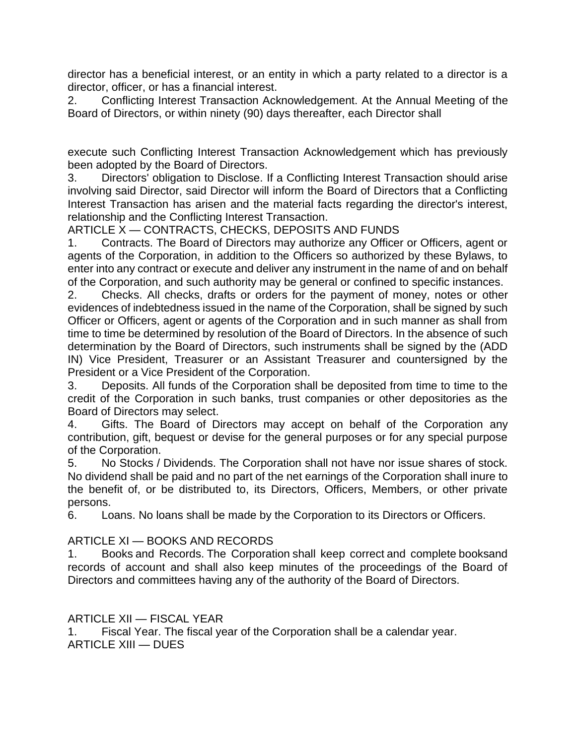director has a beneficial interest, or an entity in which a party related to a director is a director, officer, or has a financial interest.

2. Conflicting Interest Transaction Acknowledgement. At the Annual Meeting of the Board of Directors, or within ninety (90) days thereafter, each Director shall execute such Conflicting Interest Transaction Acknowledgement which has previously been adopted by the Board of Directors.

3. Directors' obligation to Disclose. If a Conflicting Interest Transaction should arise involving said Director, said Director will inform the Board of Directors that a Conflicting Interest Transaction has arisen and the material facts regarding the director's interest, relationship and the Conflicting Interest Transaction.

## ARTICLE X — CONTRACTS, CHECKS, DEPOSITS AND FUNDS

1. Contracts. The Board of Directors may authorize any Officer or Officers, agent or agents of the Corporation, in addition to the Officers so authorized by these Bylaws, to enter into any contract or execute and deliver any instrument in the name of and on behalf of the Corporation, and such authority may be general or confined to specific instances.

2. Checks. All checks, drafts or orders for the payment of money, notes or other evidences of indebtedness issued in the name of the Corporation, shall be signed by such Officer or Officers, agent or agents of the Corporation and in such manner as shall from time to time be determined by resolution of the Board of Directors. In the absence of such determination by the Board of Directors, such instruments shall be signed by the (ADD IN) Vice President, Treasurer or an Assistant Treasurer and countersigned by the President or a Vice President of the Corporation.

3. Deposits. All funds of the Corporation shall be deposited from time to time to the credit of the Corporation in such banks, trust companies or other depositories as the Board of Directors may select.

4. Gifts. The Board of Directors may accept on behalf of the Corporation any contribution, gift, bequest or devise for the general purposes or for any special purpose of the Corporation.

5. No Stocks / Dividends. The Corporation shall not have nor issue shares of stock. No dividend shall be paid and no part of the net earnings of the Corporation shall inure to the benefit of, or be distributed to, its Directors, Officers, Members, or other private persons.

6. Loans. No loans shall be made by the Corporation to its Directors or Officers.

## ARTICLE XI — BOOKS AND RECORDS

1. Books and Records. The Corporation shall keep correct and complete booksand records of account and shall also keep minutes of the proceedings of the Board of Directors and committees having any of the authority of the Board of Directors.

## ARTICLE XII — FISCAL YEAR

1. Fiscal Year. The fiscal year of the Corporation shall be a calendar year.

## ARTICLE XIII — DUES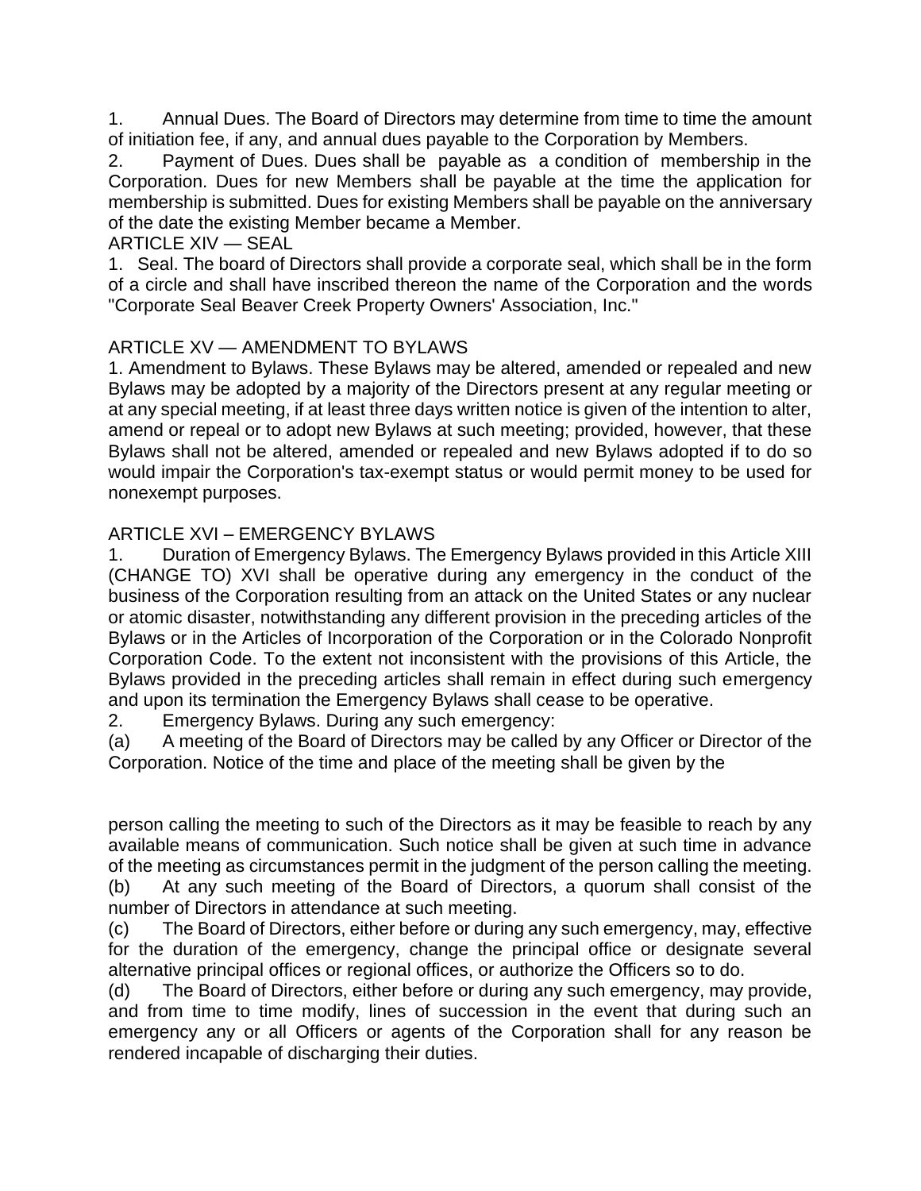1. Annual Dues. The Board of Directors may determine from time to time the amount of initiation fee, if any, and annual dues payable to the Corporation by Members.

2. Payment of Dues. Dues shall be payable as a condition of membership in the Corporation. Dues for new Members shall be payable at the time the application for membership is submitted. Dues for existing Members shall be payable on the anniversary of the date the existing Member became a Member.

## ARTICLE XIV — SEAL

1. Seal. The board of Directors shall provide a corporate seal, which shall be in the form of a circle and shall have inscribed thereon the name of the Corporation and the words "Corporate Seal Beaver Creek Property Owners' Association, Inc."

## ARTICLE XV — AMENDMENT TO BYLAWS

1. Amendment to Bylaws. These Bylaws may be altered, amended or repealed and new Bylaws may be adopted by a majority of the Directors present at any regular meeting or at any special meeting, if at least three days written notice is given of the intention to alter, amend or repeal or to adopt new Bylaws at such meeting; provided, however, that these Bylaws shall not be altered, amended or repealed and new Bylaws adopted if to do so would impair the Corporation's tax-exempt status or would permit money to be used for nonexempt purposes.

## ARTICLE XVI – EMERGENCY BYLAWS

1. Duration of Emergency Bylaws. The Emergency Bylaws provided in this Article XIII (CHANGE TO) XVI shall be operative during any emergency in the conduct of the business of the Corporation resulting from an attack on the United States or any nuclear or atomic disaster, notwithstanding any different provision in the preceding articles of the Bylaws or in the Articles of Incorporation of the Corporation or in the Colorado Nonprofit Corporation Code. To the extent not inconsistent with the provisions of this Article, the Bylaws provided in the preceding articles shall remain in effect during such emergency and upon its termination the Emergency Bylaws shall cease to be operative.

2. Emergency Bylaws. During any such emergency:

(a) A meeting of the Board of Directors may be called by any Officer or Director of the Corporation. Notice of the time and place of the meeting shall be given by the person calling the meeting to such of the Directors as it may be feasible to reach by any available means of communication. Such notice shall be given at such time in advance of the meeting as circumstances permit in the judgment of the person calling the meeting.

(b) At any such meeting of the Board of Directors, a quorum shall consist of the number of Directors in attendance at such meeting.

(c) The Board of Directors, either before or during any such emergency, may, effective for the duration of the emergency, change the principal office or designate several alternative principal offices or regional offices, or authorize the Officers so to do.

(d) The Board of Directors, either before or during any such emergency, may provide, and from time to time modify, lines of succession in the event that during such an emergency any or all Officers or agents of the Corporation shall for any reason be rendered incapable of discharging their duties.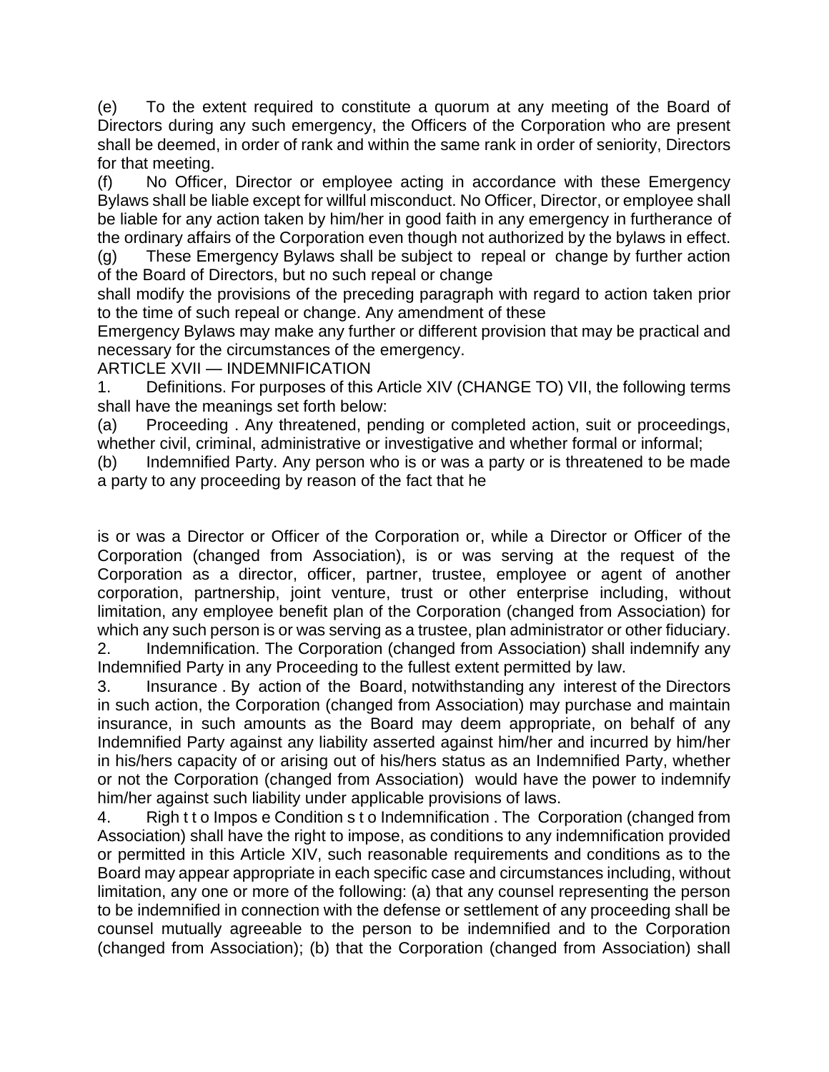(e) To the extent required to constitute a quorum at any meeting of the Board of Directors during any such emergency, the Officers of the Corporation who are present shall be deemed, in order of rank and within the same rank in order of seniority, Directors for that meeting.

(f) No Officer, Director or employee acting in accordance with these Emergency Bylaws shall be liable except for willful misconduct. No Officer, Director, or employee shall be liable for any action taken by him/her in good faith in any emergency in furtherance of the ordinary affairs of the Corporation even though not authorized by the bylaws in effect.

(g) These Emergency Bylaws shall be subject to repeal or change by further action of the Board of Directors, but no such repeal or change shall modify the provisions of the preceding paragraph with regard to action taken prior to the time of such repeal or change. Any amendment of these Emergency Bylaws may make any further or different provision that may be practical and necessary for the circumstances of the emergency.

## ARTICLE XVII — INDEMNIFICATION

1. Definitions. For purposes of this Article XIV (CHANGE TO) VII, the following terms shall have the meanings set forth below:

(a) Proceeding . Any threatened, pending or completed action, suit or proceedings, whether civil, criminal, administrative or investigative and whether formal or informal;

(b) Indemnified Party. Any person who is or was a party or is threatened to be made a party to any proceeding by reason of the fact that he is or was a Director or Officer of the Corporation or, while a Director or Officer of the Corporation (changed from Association), is or was serving at the request of the Corporation as a director, officer, partner, trustee, employee or agent of another corporation, partnership, joint venture, trust or other enterprise including, without limitation, any employee benefit plan of the Corporation (changed from Association) for which any such person is or was serving as a trustee, plan administrator or other fiduciary.

2. Indemnification. The Corporation (changed from Association) shall indemnify any Indemnified Party in any Proceeding to the fullest extent permitted by law.

3. Insurance . By action of the Board, notwithstanding any interest of the Directors in such action, the Corporation (changed from Association) may purchase and maintain insurance, in such amounts as the Board may deem appropriate, on behalf of any Indemnified Party against any liability asserted against him/her and incurred by him/her in his/hers capacity of or arising out of his/hers status as an Indemnified Party, whether or not the Corporation (changed from Association) would have the power to indemnify him/her against such liability under applicable provisions of laws.

4. Righ t t o Impos e Condition s t o Indemnification . The Corporation (changed from Association) shall have the right to impose, as conditions to any indemnification provided or permitted in this Article XIV, such reasonable requirements and conditions as to the Board may appear appropriate in each specific case and circumstances including, without limitation, any one or more of the following: (a) that any counsel representing the person to be indemnified in connection with the defense or settlement of any proceeding shall be counsel mutually agreeable to the person to be indemnified and to the Corporation (changed from Association); (b) that the Corporation (changed from Association) shall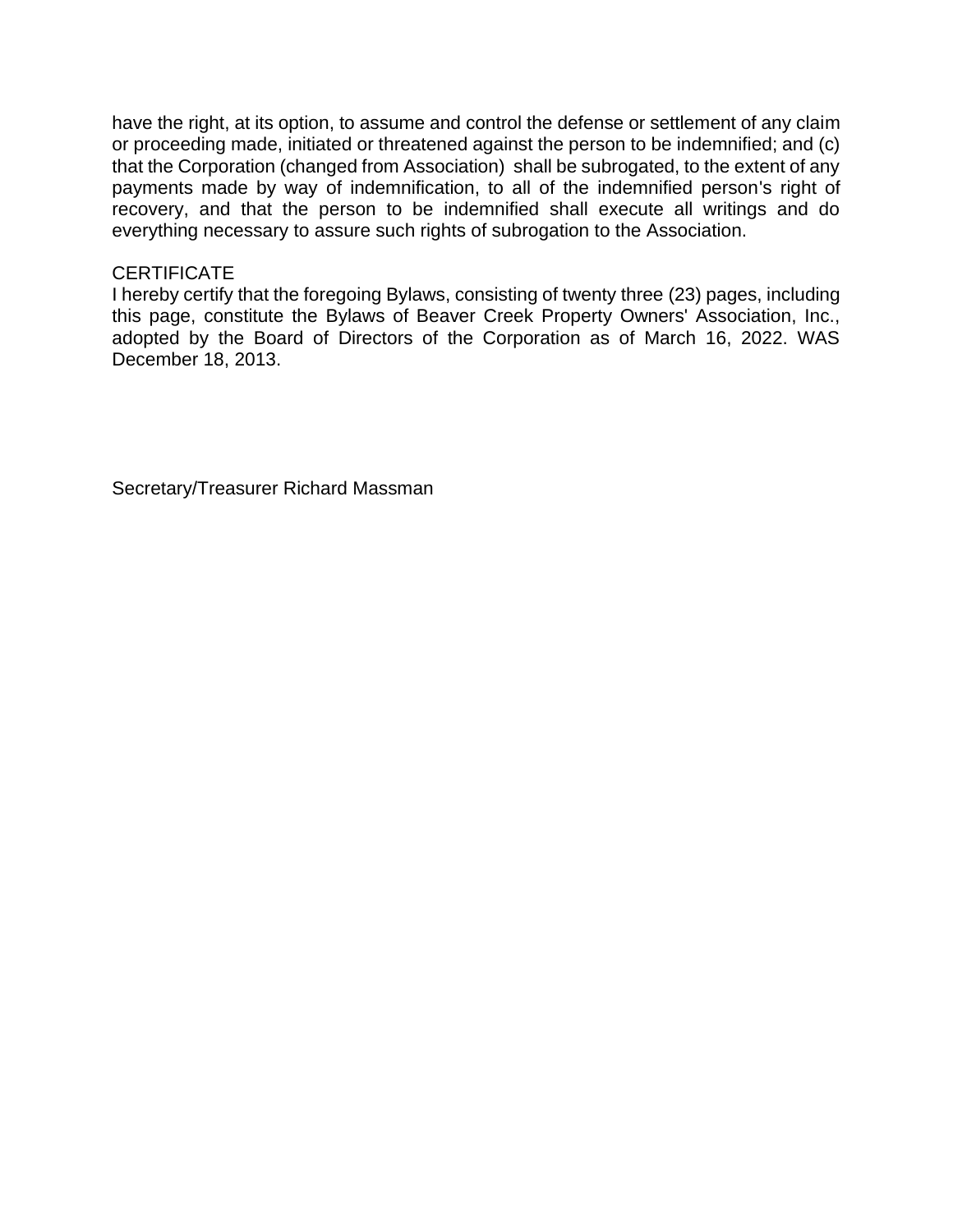have the right, at its option, to assume and control the defense or settlement of any claim or proceeding made, initiated or threatened against the person to be indemnified; and (c) that the Corporation (changed from Association) shall be subrogated, to the extent of any payments made by way of indemnification, to all of the indemnified person's right of recovery, and that the person to be indemnified shall execute all writings and do everything necessary to assure such rights of subrogation to the Association.

CERTIFICATE

I hereby certify that the foregoing Bylaws, consisting of twenty three (23) pages, including this page, constitute the Bylaws of Beaver Creek Property Owners' Association, Inc., adopted by the Board of Directors of the Corporation as of March 16, 2022. WAS December 18, 2013.

Secretary/Treasurer Richard Massman